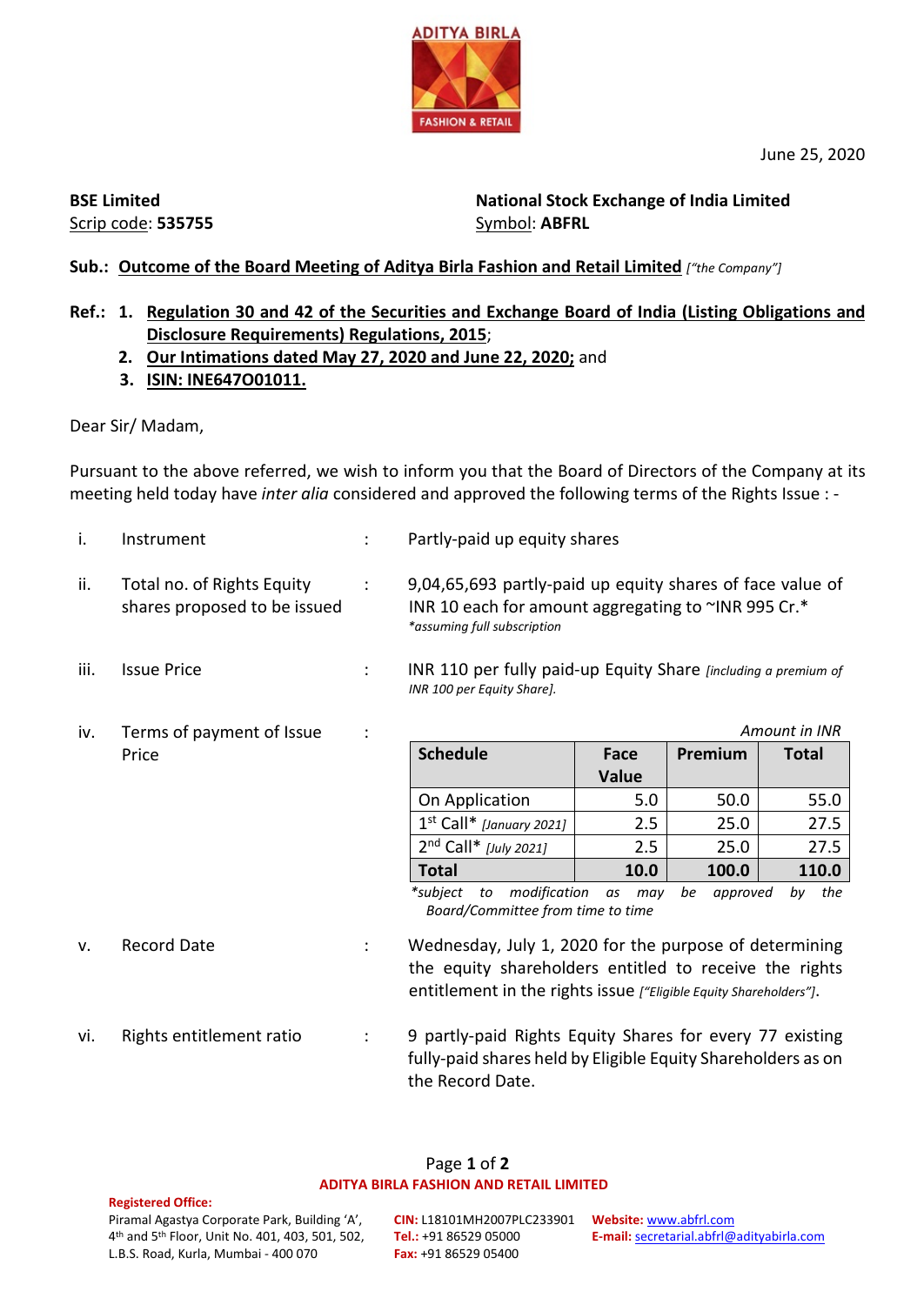ADITYA BIRLA
FASHION & RETAIL

June 25, 2020

**BSE Limited**
Scrip code: **535755**

**National Stock Exchange of India Limited**
Symbol: **ABFRL**

**Sub.: Outcome of the Board Meeting of Aditya Birla Fashion and Retail Limited** *["the Company"]*

**Ref.:**
1. **Regulation 30 and 42 of the Securities and Exchange Board of India (Listing Obligations and Disclosure Requirements) Regulations, 2015**;
2. **Our Intimations dated May 27, 2020 and June 22, 2020;** and
3. **ISIN: INE647O01011.**

Dear Sir/ Madam,

Pursuant to the above referred, we wish to inform you that the Board of Directors of the Company at its meeting held today have *inter alia* considered and approved the following terms of the Rights Issue : -

i. Instrument : Partly-paid up equity shares

ii. Total no. of Rights Equity shares proposed to be issued : 9,04,65,693 partly-paid up equity shares of face value of INR 10 each for amount aggregating to ~INR 995 Cr.*
*assuming full subscription*

iii. Issue Price : INR 110 per fully paid-up Equity Share *[including a premium of INR 100 per Equity Share].*

iv. Terms of payment of Issue Price :

*Amount in INR*

| Schedule | Face Value | Premium | Total |
|---|---|---|---|
| On Application | 5.0 | 50.0 | 55.0 |
| 1st Call* *[January 2021]* | 2.5 | 25.0 | 27.5 |
| 2nd Call* *[July 2021]* | 2.5 | 25.0 | 27.5 |
| **Total** | **10.0** | **100.0** | **110.0** |

*subject to modification as may be approved by the Board/Committee from time to time*

v. Record Date : Wednesday, July 1, 2020 for the purpose of determining the equity shareholders entitled to receive the rights entitlement in the rights issue *["Eligible Equity Shareholders"]*.

vi. Rights entitlement ratio : 9 partly-paid Rights Equity Shares for every 77 existing fully-paid shares held by Eligible Equity Shareholders as on the Record Date.

**ADITYA BIRLA FASHION AND RETAIL LIMITED**

**Registered Office:**
Piramal Agastya Corporate Park, Building 'A', 4th and 5th Floor, Unit No. 401, 403, 501, 502, L.B.S. Road, Kurla, Mumbai - 400 070

**CIN:** L18101MH2007PLC233901
**Tel.:** +91 86529 05000
**Fax:** +91 86529 05400

**Website:** www.abfrl.com
**E-mail:** secretarial.abfrl@adityabirla.com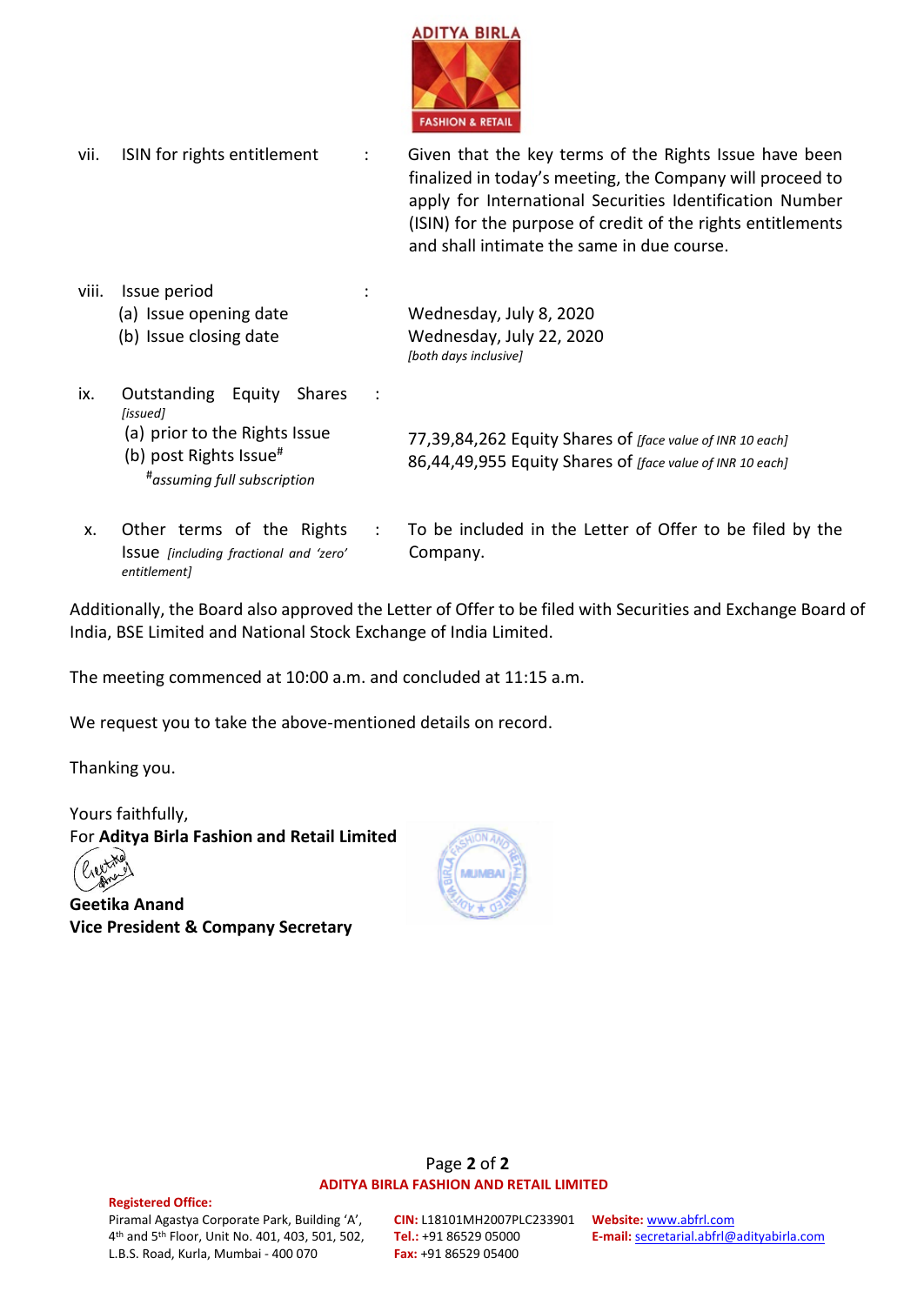| | | | |
|---|---|---|---|
| vii. | ISIN for rights entitlement | : | Given that the key terms of the Rights Issue have been finalized in today's meeting, the Company will proceed to apply for International Securities Identification Number (ISIN) for the purpose of credit of the rights entitlements and shall intimate the same in due course. |
| viii. | Issue period<br>(a) Issue opening date<br>(b) Issue closing date | : | <br>Wednesday, July 8, 2020<br>Wednesday, July 22, 2020<br>*[both days inclusive]* |
| ix. | Outstanding Equity Shares *[issued]*<br>(a) prior to the Rights Issue<br>(b) post Rights Issue#<br>#*assuming full subscription* | : | <br>77,39,84,262 Equity Shares of *[face value of INR 10 each]*<br>86,44,49,955 Equity Shares of *[face value of INR 10 each]* |
| x. | Other terms of the Rights Issue *[including fractional and 'zero' entitlement]* | : | To be included in the Letter of Offer to be filed by the Company. |

Additionally, the Board also approved the Letter of Offer to be filed with Securities and Exchange Board of India, BSE Limited and National Stock Exchange of India Limited.

The meeting commenced at 10:00 a.m. and concluded at 11:15 a.m.

We request you to take the above-mentioned details on record.

Thanking you.

Yours faithfully,
For **Aditya Birla Fashion and Retail Limited**

**Geetika Anand**
**Vice President & Company Secretary**

**ADITYA BIRLA FASHION AND RETAIL LIMITED**

**Registered Office:**
Piramal Agastya Corporate Park, Building 'A', 4th and 5th Floor, Unit No. 401, 403, 501, 502, L.B.S. Road, Kurla, Mumbai - 400 070

**CIN:** L18101MH2007PLC233901
**Tel.:** +91 86529 05000
**Fax:** +91 86529 05400

**Website:** www.abfrl.com
**E-mail:** secretarial.abfrl@adityabirla.com